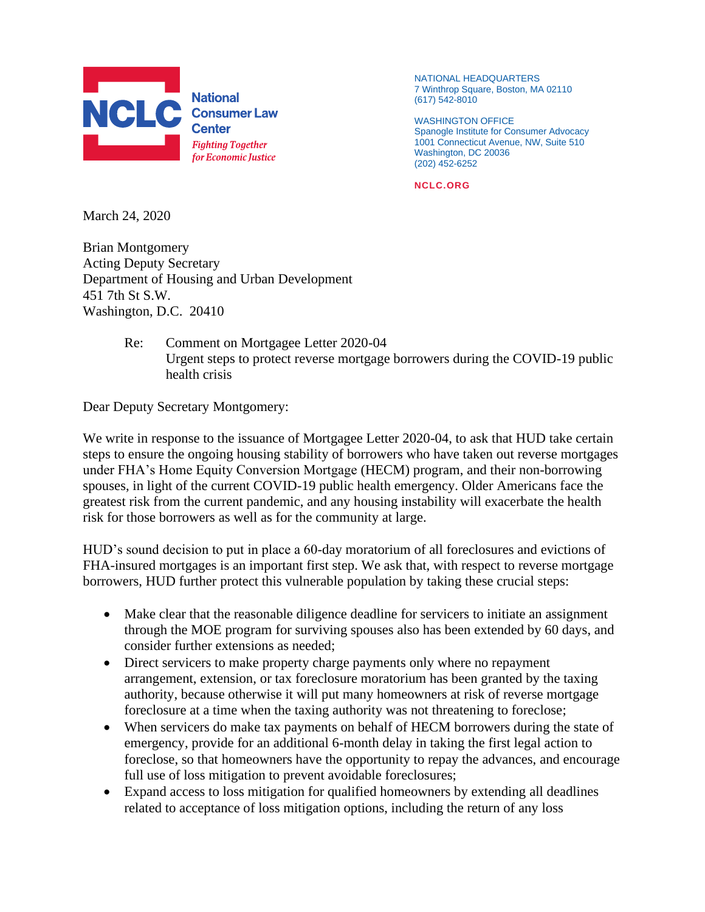**National Consumer Law Center**
*Fighting Together for Economic Justice*

NATIONAL HEADQUARTERS
7 Winthrop Square, Boston, MA 02110
(617) 542-8010

WASHINGTON OFFICE
Spanogle Institute for Consumer Advocacy
1001 Connecticut Avenue, NW, Suite 510
Washington, DC 20036
(202) 452-6252

NCLC.ORG

March 24, 2020

Brian Montgomery
Acting Deputy Secretary
Department of Housing and Urban Development
451 7th St S.W.
Washington, D.C. 20410

Re: Comment on Mortgagee Letter 2020-04
Urgent steps to protect reverse mortgage borrowers during the COVID-19 public health crisis

Dear Deputy Secretary Montgomery:

We write in response to the issuance of Mortgagee Letter 2020-04, to ask that HUD take certain steps to ensure the ongoing housing stability of borrowers who have taken out reverse mortgages under FHA's Home Equity Conversion Mortgage (HECM) program, and their non-borrowing spouses, in light of the current COVID-19 public health emergency. Older Americans face the greatest risk from the current pandemic, and any housing instability will exacerbate the health risk for those borrowers as well as for the community at large.

HUD's sound decision to put in place a 60-day moratorium of all foreclosures and evictions of FHA-insured mortgages is an important first step. We ask that, with respect to reverse mortgage borrowers, HUD further protect this vulnerable population by taking these crucial steps:

- Make clear that the reasonable diligence deadline for servicers to initiate an assignment through the MOE program for surviving spouses also has been extended by 60 days, and consider further extensions as needed;
- Direct servicers to make property charge payments only where no repayment arrangement, extension, or tax foreclosure moratorium has been granted by the taxing authority, because otherwise it will put many homeowners at risk of reverse mortgage foreclosure at a time when the taxing authority was not threatening to foreclose;
- When servicers do make tax payments on behalf of HECM borrowers during the state of emergency, provide for an additional 6-month delay in taking the first legal action to foreclose, so that homeowners have the opportunity to repay the advances, and encourage full use of loss mitigation to prevent avoidable foreclosures;
- Expand access to loss mitigation for qualified homeowners by extending all deadlines related to acceptance of loss mitigation options, including the return of any loss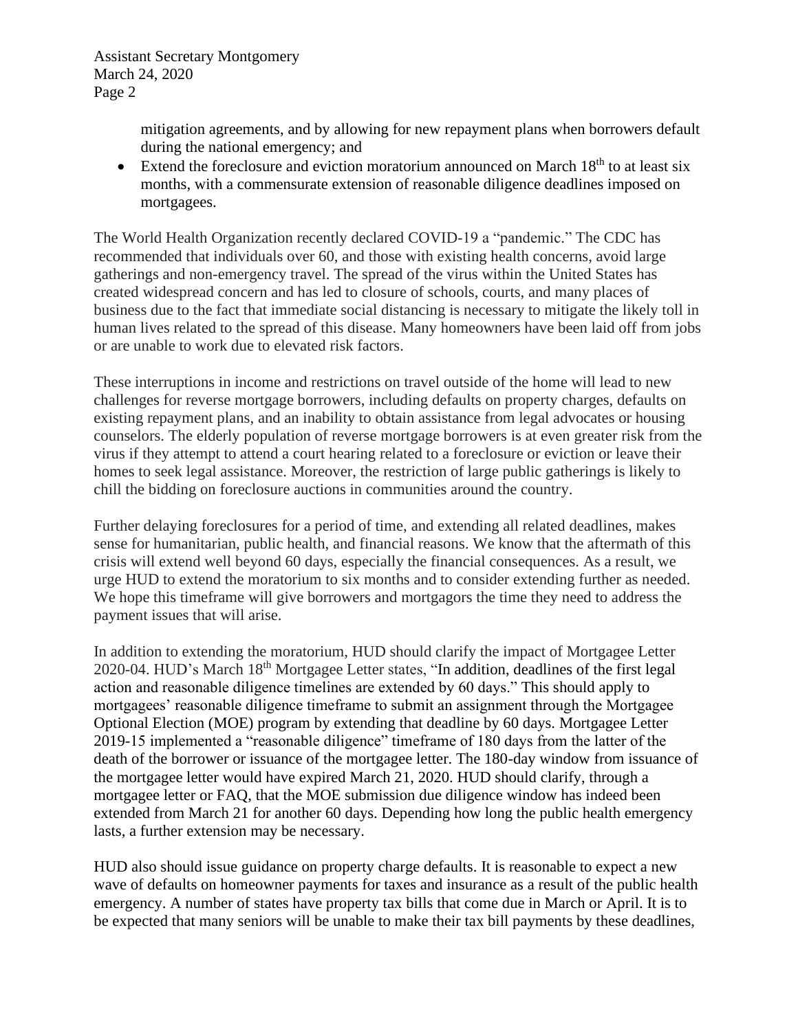mitigation agreements, and by allowing for new repayment plans when borrowers default during the national emergency; and

- Extend the foreclosure and eviction moratorium announced on March 18th to at least six months, with a commensurate extension of reasonable diligence deadlines imposed on mortgagees.

The World Health Organization recently declared COVID-19 a "pandemic." The CDC has recommended that individuals over 60, and those with existing health concerns, avoid large gatherings and non-emergency travel. The spread of the virus within the United States has created widespread concern and has led to closure of schools, courts, and many places of business due to the fact that immediate social distancing is necessary to mitigate the likely toll in human lives related to the spread of this disease. Many homeowners have been laid off from jobs or are unable to work due to elevated risk factors.

These interruptions in income and restrictions on travel outside of the home will lead to new challenges for reverse mortgage borrowers, including defaults on property charges, defaults on existing repayment plans, and an inability to obtain assistance from legal advocates or housing counselors. The elderly population of reverse mortgage borrowers is at even greater risk from the virus if they attempt to attend a court hearing related to a foreclosure or eviction or leave their homes to seek legal assistance. Moreover, the restriction of large public gatherings is likely to chill the bidding on foreclosure auctions in communities around the country.

Further delaying foreclosures for a period of time, and extending all related deadlines, makes sense for humanitarian, public health, and financial reasons. We know that the aftermath of this crisis will extend well beyond 60 days, especially the financial consequences. As a result, we urge HUD to extend the moratorium to six months and to consider extending further as needed. We hope this timeframe will give borrowers and mortgagors the time they need to address the payment issues that will arise.

In addition to extending the moratorium, HUD should clarify the impact of Mortgagee Letter 2020-04. HUD's March 18th Mortgagee Letter states, "In addition, deadlines of the first legal action and reasonable diligence timelines are extended by 60 days." This should apply to mortgagees' reasonable diligence timeframe to submit an assignment through the Mortgagee Optional Election (MOE) program by extending that deadline by 60 days. Mortgagee Letter 2019-15 implemented a "reasonable diligence" timeframe of 180 days from the latter of the death of the borrower or issuance of the mortgagee letter. The 180-day window from issuance of the mortgagee letter would have expired March 21, 2020. HUD should clarify, through a mortgagee letter or FAQ, that the MOE submission due diligence window has indeed been extended from March 21 for another 60 days. Depending how long the public health emergency lasts, a further extension may be necessary.

HUD also should issue guidance on property charge defaults. It is reasonable to expect a new wave of defaults on homeowner payments for taxes and insurance as a result of the public health emergency. A number of states have property tax bills that come due in March or April. It is to be expected that many seniors will be unable to make their tax bill payments by these deadlines,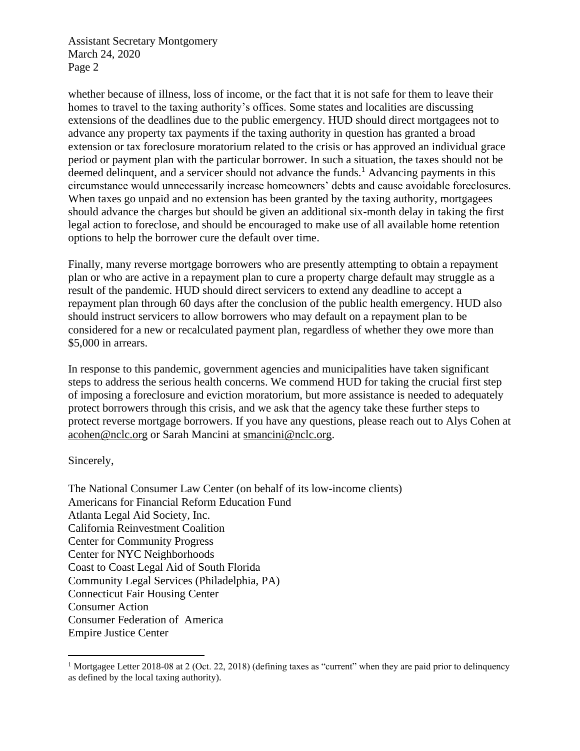whether because of illness, loss of income, or the fact that it is not safe for them to leave their homes to travel to the taxing authority's offices. Some states and localities are discussing extensions of the deadlines due to the public emergency. HUD should direct mortgagees not to advance any property tax payments if the taxing authority in question has granted a broad extension or tax foreclosure moratorium related to the crisis or has approved an individual grace period or payment plan with the particular borrower. In such a situation, the taxes should not be deemed delinquent, and a servicer should not advance the funds.[1] Advancing payments in this circumstance would unnecessarily increase homeowners' debts and cause avoidable foreclosures. When taxes go unpaid and no extension has been granted by the taxing authority, mortgagees should advance the charges but should be given an additional six-month delay in taking the first legal action to foreclose, and should be encouraged to make use of all available home retention options to help the borrower cure the default over time.

Finally, many reverse mortgage borrowers who are presently attempting to obtain a repayment plan or who are active in a repayment plan to cure a property charge default may struggle as a result of the pandemic. HUD should direct servicers to extend any deadline to accept a repayment plan through 60 days after the conclusion of the public health emergency. HUD also should instruct servicers to allow borrowers who may default on a repayment plan to be considered for a new or recalculated payment plan, regardless of whether they owe more than $5,000 in arrears.

In response to this pandemic, government agencies and municipalities have taken significant steps to address the serious health concerns. We commend HUD for taking the crucial first step of imposing a foreclosure and eviction moratorium, but more assistance is needed to adequately protect borrowers through this crisis, and we ask that the agency take these further steps to protect reverse mortgage borrowers. If you have any questions, please reach out to Alys Cohen at acohen@nclc.org or Sarah Mancini at smancini@nclc.org.

Sincerely,

The National Consumer Law Center (on behalf of its low-income clients)
Americans for Financial Reform Education Fund
Atlanta Legal Aid Society, Inc.
California Reinvestment Coalition
Center for Community Progress
Center for NYC Neighborhoods
Coast to Coast Legal Aid of South Florida
Community Legal Services (Philadelphia, PA)
Connecticut Fair Housing Center
Consumer Action
Consumer Federation of America
Empire Justice Center

---

[1] Mortgagee Letter 2018-08 at 2 (Oct. 22, 2018) (defining taxes as "current" when they are paid prior to delinquency as defined by the local taxing authority).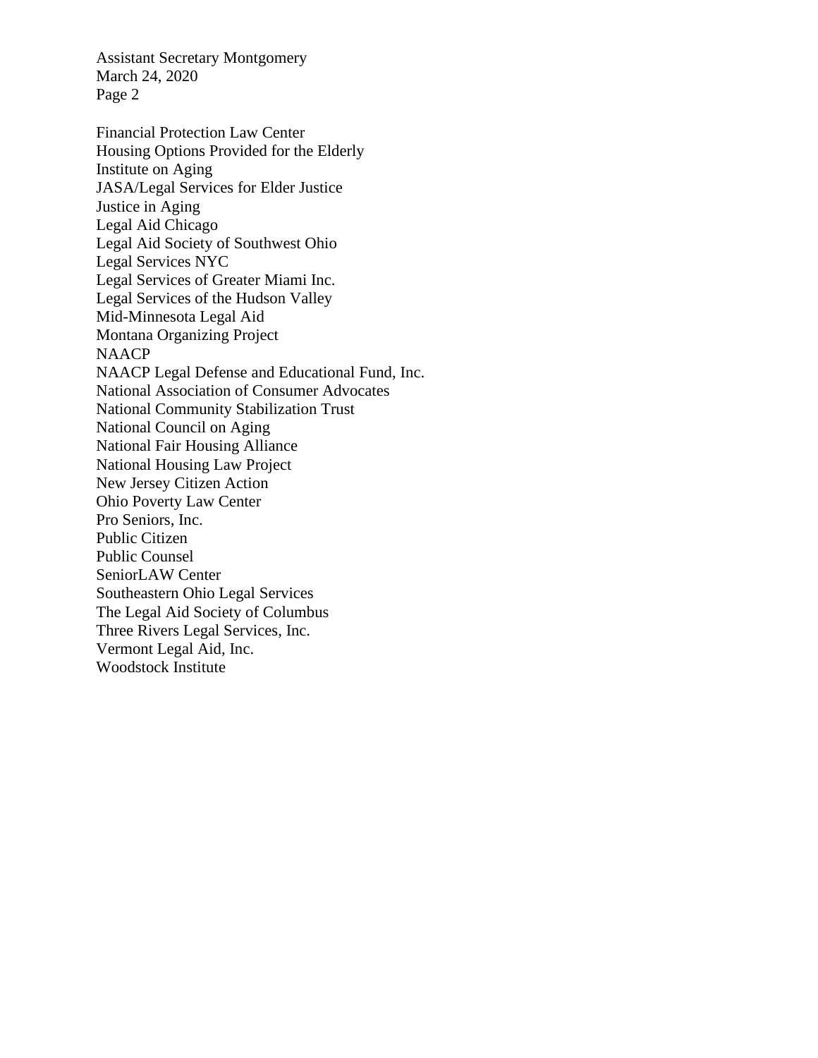Financial Protection Law Center
Housing Options Provided for the Elderly
Institute on Aging
JASA/Legal Services for Elder Justice
Justice in Aging
Legal Aid Chicago
Legal Aid Society of Southwest Ohio
Legal Services NYC
Legal Services of Greater Miami Inc.
Legal Services of the Hudson Valley
Mid-Minnesota Legal Aid
Montana Organizing Project
NAACP
NAACP Legal Defense and Educational Fund, Inc.
National Association of Consumer Advocates
National Community Stabilization Trust
National Council on Aging
National Fair Housing Alliance
National Housing Law Project
New Jersey Citizen Action
Ohio Poverty Law Center
Pro Seniors, Inc.
Public Citizen
Public Counsel
SeniorLAW Center
Southeastern Ohio Legal Services
The Legal Aid Society of Columbus
Three Rivers Legal Services, Inc.
Vermont Legal Aid, Inc.
Woodstock Institute